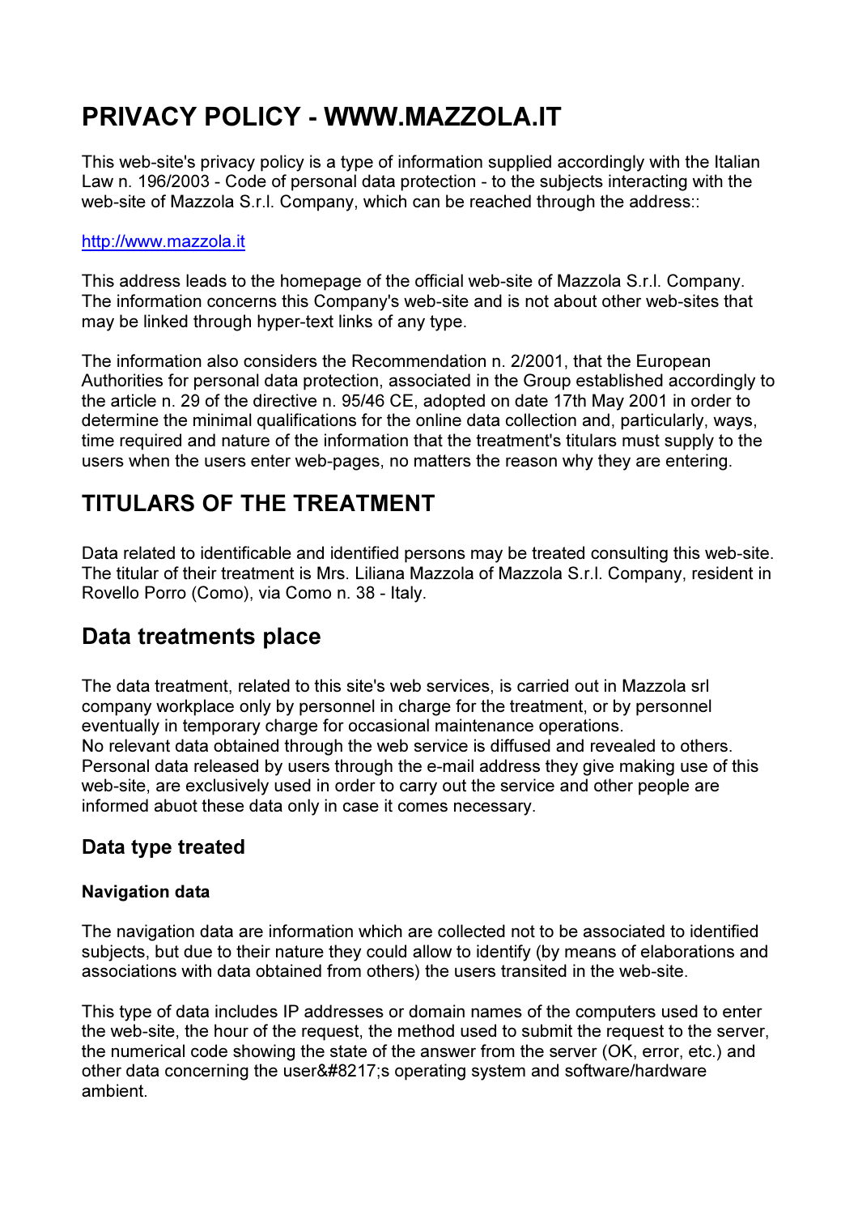# PRIVACY POLICY - WWW.MAZZOLA.IT

This web-site's privacy policy is a type of information supplied accordingly with the Italian Law n. 196/2003 - Code of personal data protection - to the subjects interacting with the web-site of Mazzola S.r.l. Company, which can be reached through the address::

[http://www.mazzola.it](http://www.mazzola.it)

This address leads to the homepage of the official web-site of Mazzola S.r.l. Company. The information concerns this Company's web-site and is not about other web-sites that may be linked through hyper-text links of any type.

The information also considers the Recommendation n. 2/2001, that the European Authorities for personal data protection, associated in the Group established accordingly to the article n. 29 of the directive n. 95/46 CE, adopted on date 17th May 2001 in order to determine the minimal qualifications for the online data collection and, particularly, ways, time required and nature of the information that the treatment's titulars must supply to the users when the users enter web-pages, no matters the reason why they are entering.

## TITULARS OF THE TREATMENT

Data related to identificable and identified persons may be treated consulting this web-site. The titular of their treatment is Mrs. Liliana Mazzola of Mazzola S.r.l. Company, resident in Rovello Porro (Como), via Como n. 38 - Italy.

## Data treatments place

The data treatment, related to this site's web services, is carried out in Mazzola srl company workplace only by personnel in charge for the treatment, or by personnel eventually in temporary charge for occasional maintenance operations.
No relevant data obtained through the web service is diffused and revealed to others.
Personal data released by users through the e-mail address they give making use of this web-site, are exclusively used in order to carry out the service and other people are informed abuot these data only in case it comes necessary.

### Data type treated

#### Navigation data

The navigation data are information which are collected not to be associated to identified subjects, but due to their nature they could allow to identify (by means of elaborations and associations with data obtained from others) the users transited in the web-site.

This type of data includes IP addresses or domain names of the computers used to enter the web-site, the hour of the request, the method used to submit the request to the server, the numerical code showing the state of the answer from the server (OK, error, etc.) and other data concerning the user&#8217;s operating system and software/hardware ambient.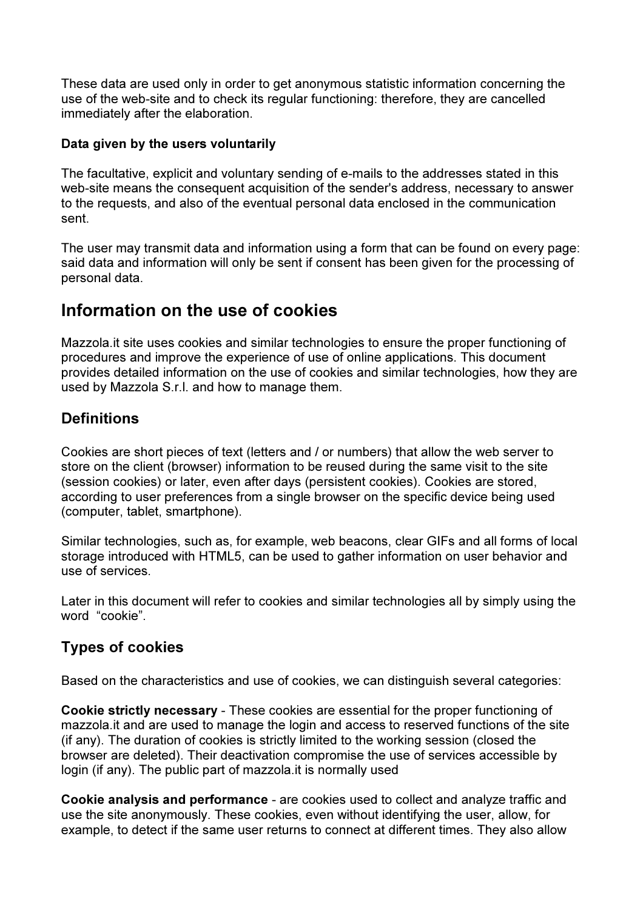These data are used only in order to get anonymous statistic information concerning the use of the web-site and to check its regular functioning: therefore, they are cancelled immediately after the elaboration.

**Data given by the users voluntarily**

The facultative, explicit and voluntary sending of e-mails to the addresses stated in this web-site means the consequent acquisition of the sender's address, necessary to answer to the requests, and also of the eventual personal data enclosed in the communication sent.

The user may transmit data and information using a form that can be found on every page: said data and information will only be sent if consent has been given for the processing of personal data.

# Information on the use of cookies

Mazzola.it site uses cookies and similar technologies to ensure the proper functioning of procedures and improve the experience of use of online applications. This document provides detailed information on the use of cookies and similar technologies, how they are used by Mazzola S.r.l. and how to manage them.

## Definitions

Cookies are short pieces of text (letters and / or numbers) that allow the web server to store on the client (browser) information to be reused during the same visit to the site (session cookies) or later, even after days (persistent cookies). Cookies are stored, according to user preferences from a single browser on the specific device being used (computer, tablet, smartphone).

Similar technologies, such as, for example, web beacons, clear GIFs and all forms of local storage introduced with HTML5, can be used to gather information on user behavior and use of services.

Later in this document will refer to cookies and similar technologies all by simply using the word "cookie".

## Types of cookies

Based on the characteristics and use of cookies, we can distinguish several categories:

**Cookie strictly necessary** - These cookies are essential for the proper functioning of mazzola.it and are used to manage the login and access to reserved functions of the site (if any). The duration of cookies is strictly limited to the working session (closed the browser are deleted). Their deactivation compromise the use of services accessible by login (if any). The public part of mazzola.it is normally used

**Cookie analysis and performance** - are cookies used to collect and analyze traffic and use the site anonymously. These cookies, even without identifying the user, allow, for example, to detect if the same user returns to connect at different times. They also allow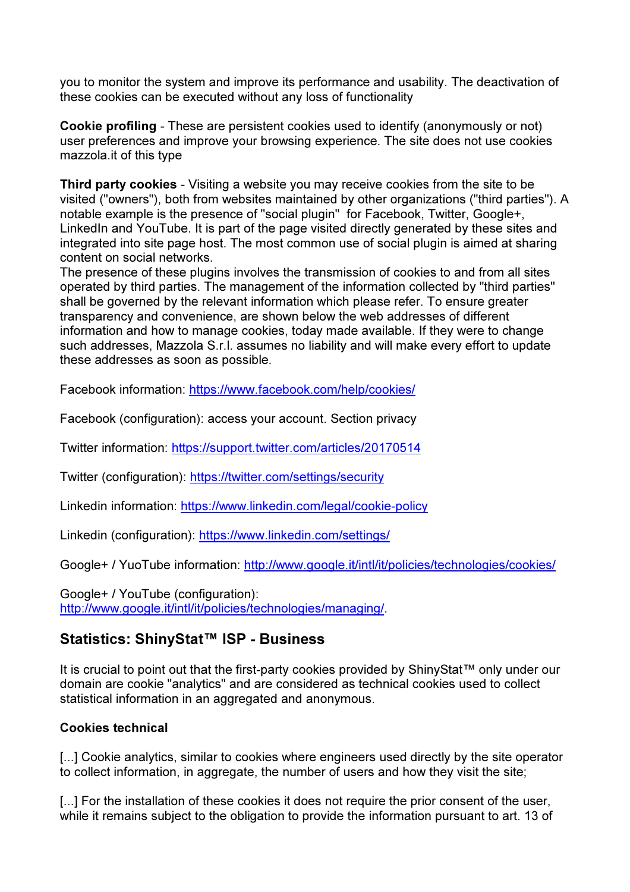you to monitor the system and improve its performance and usability. The deactivation of these cookies can be executed without any loss of functionality

**Cookie profiling** - These are persistent cookies used to identify (anonymously or not) user preferences and improve your browsing experience. The site does not use cookies mazzola.it of this type

**Third party cookies** - Visiting a website you may receive cookies from the site to be visited ("owners"), both from websites maintained by other organizations ("third parties"). A notable example is the presence of "social plugin" for Facebook, Twitter, Google+, LinkedIn and YouTube. It is part of the page visited directly generated by these sites and integrated into site page host. The most common use of social plugin is aimed at sharing content on social networks.
The presence of these plugins involves the transmission of cookies to and from all sites operated by third parties. The management of the information collected by "third parties" shall be governed by the relevant information which please refer. To ensure greater transparency and convenience, are shown below the web addresses of different information and how to manage cookies, today made available. If they were to change such addresses, Mazzola S.r.l. assumes no liability and will make every effort to update these addresses as soon as possible.

Facebook information: https://www.facebook.com/help/cookies/

Facebook (configuration): access your account. Section privacy

Twitter information: https://support.twitter.com/articles/20170514

Twitter (configuration): https://twitter.com/settings/security

Linkedin information: https://www.linkedin.com/legal/cookie-policy

Linkedin (configuration): https://www.linkedin.com/settings/

Google+ / YuoTube information: http://www.google.it/intl/it/policies/technologies/cookies/

Google+ / YouTube (configuration):
http://www.google.it/intl/it/policies/technologies/managing/.

## Statistics: ShinyStat™ ISP - Business

It is crucial to point out that the first-party cookies provided by ShinyStat™ only under our domain are cookie "analytics" and are considered as technical cookies used to collect statistical information in an aggregated and anonymous.

**Cookies technical**

[...] Cookie analytics, similar to cookies where engineers used directly by the site operator to collect information, in aggregate, the number of users and how they visit the site;

[...] For the installation of these cookies it does not require the prior consent of the user, while it remains subject to the obligation to provide the information pursuant to art. 13 of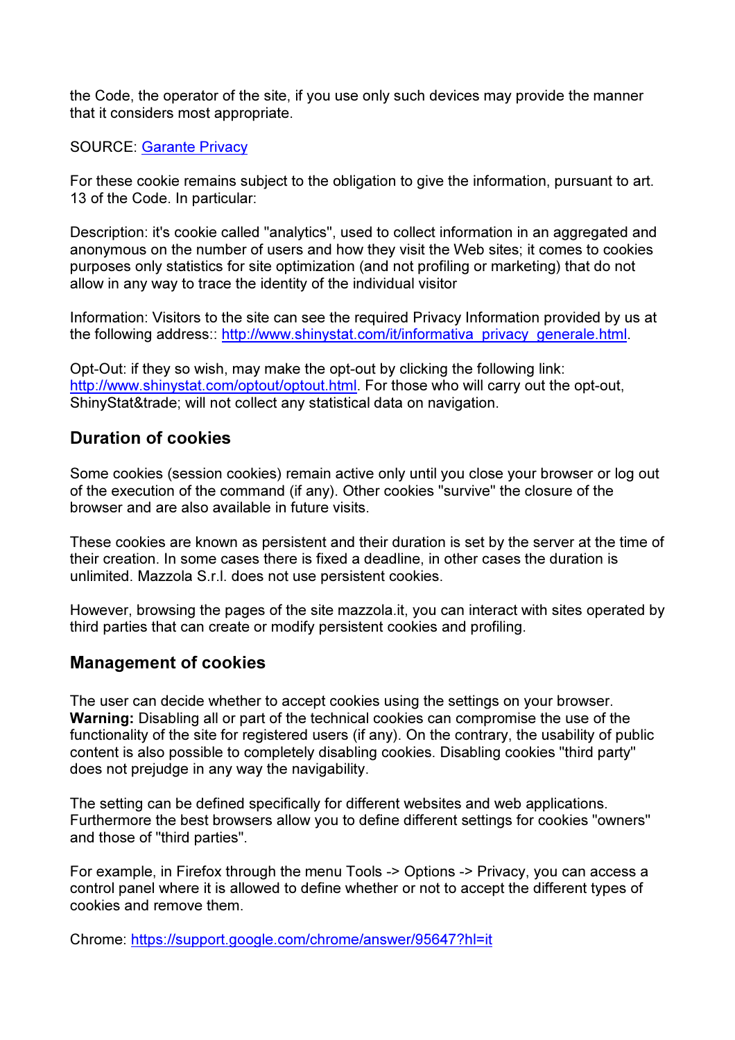the Code, the operator of the site, if you use only such devices may provide the manner that it considers most appropriate.

SOURCE: [Garante Privacy]()

For these cookie remains subject to the obligation to give the information, pursuant to art. 13 of the Code. In particular:

Description: it's cookie called "analytics", used to collect information in an aggregated and anonymous on the number of users and how they visit the Web sites; it comes to cookies purposes only statistics for site optimization (and not profiling or marketing) that do not allow in any way to trace the identity of the individual visitor

Information: Visitors to the site can see the required Privacy Information provided by us at the following address:: [http://www.shinystat.com/it/informativa_privacy_generale.html](http://www.shinystat.com/it/informativa_privacy_generale.html).

Opt-Out: if they so wish, may make the opt-out by clicking the following link: [http://www.shinystat.com/optout/optout.html](http://www.shinystat.com/optout/optout.html). For those who will carry out the opt-out, ShinyStat&trade; will not collect any statistical data on navigation.

## Duration of cookies

Some cookies (session cookies) remain active only until you close your browser or log out of the execution of the command (if any). Other cookies "survive" the closure of the browser and are also available in future visits.

These cookies are known as persistent and their duration is set by the server at the time of their creation. In some cases there is fixed a deadline, in other cases the duration is unlimited. Mazzola S.r.l. does not use persistent cookies.

However, browsing the pages of the site mazzola.it, you can interact with sites operated by third parties that can create or modify persistent cookies and profiling.

## Management of cookies

The user can decide whether to accept cookies using the settings on your browser. **Warning:** Disabling all or part of the technical cookies can compromise the use of the functionality of the site for registered users (if any). On the contrary, the usability of public content is also possible to completely disabling cookies. Disabling cookies "third party" does not prejudge in any way the navigability.

The setting can be defined specifically for different websites and web applications. Furthermore the best browsers allow you to define different settings for cookies "owners" and those of "third parties".

For example, in Firefox through the menu Tools -> Options -> Privacy, you can access a control panel where it is allowed to define whether or not to accept the different types of cookies and remove them.

Chrome: [https://support.google.com/chrome/answer/95647?hl=it](https://support.google.com/chrome/answer/95647?hl=it)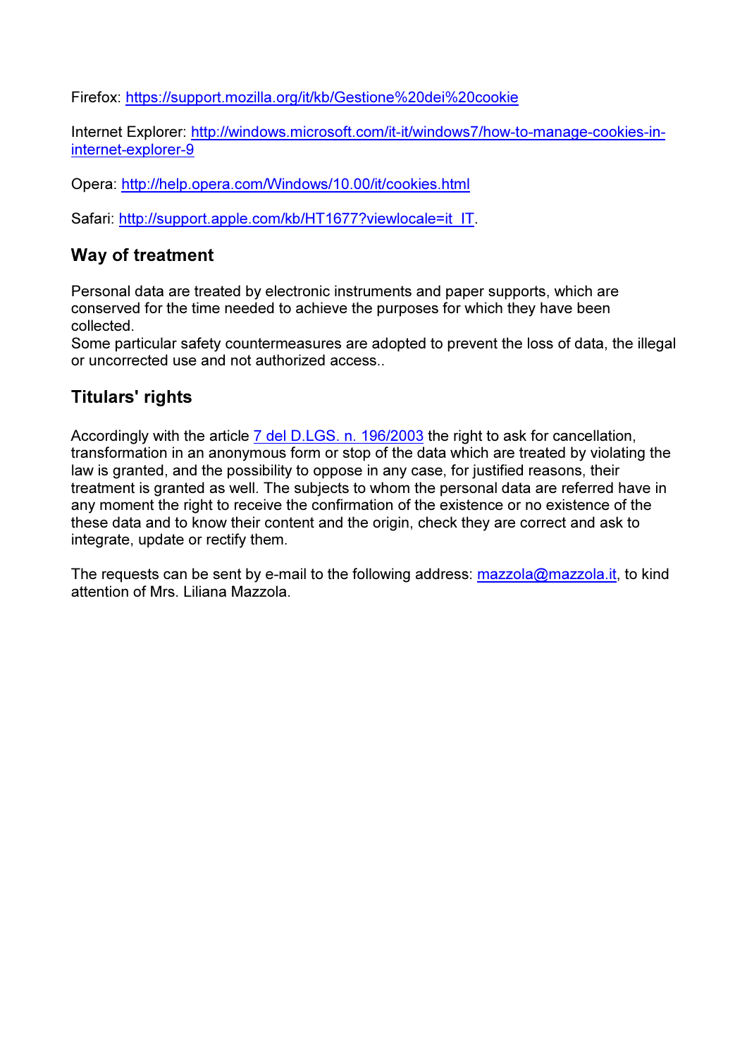Firefox: [https://support.mozilla.org/it/kb/Gestione%20dei%20cookie](https://support.mozilla.org/it/kb/Gestione%20dei%20cookie)

Internet Explorer: [http://windows.microsoft.com/it-it/windows7/how-to-manage-cookies-in-internet-explorer-9](http://windows.microsoft.com/it-it/windows7/how-to-manage-cookies-in-internet-explorer-9)

Opera: [http://help.opera.com/Windows/10.00/it/cookies.html](http://help.opera.com/Windows/10.00/it/cookies.html)

Safari: [http://support.apple.com/kb/HT1677?viewlocale=it_IT](http://support.apple.com/kb/HT1677?viewlocale=it_IT).

## Way of treatment

Personal data are treated by electronic instruments and paper supports, which are conserved for the time needed to achieve the purposes for which they have been collected.
Some particular safety countermeasures are adopted to prevent the loss of data, the illegal or uncorrected use and not authorized access..

## Titulars' rights

Accordingly with the article 7 del D.LGS. n. 196/2003 the right to ask for cancellation, transformation in an anonymous form or stop of the data which are treated by violating the law is granted, and the possibility to oppose in any case, for justified reasons, their treatment is granted as well. The subjects to whom the personal data are referred have in any moment the right to receive the confirmation of the existence or no existence of the these data and to know their content and the origin, check they are correct and ask to integrate, update or rectify them.

The requests can be sent by e-mail to the following address: mazzola@mazzola.it, to kind attention of Mrs. Liliana Mazzola.